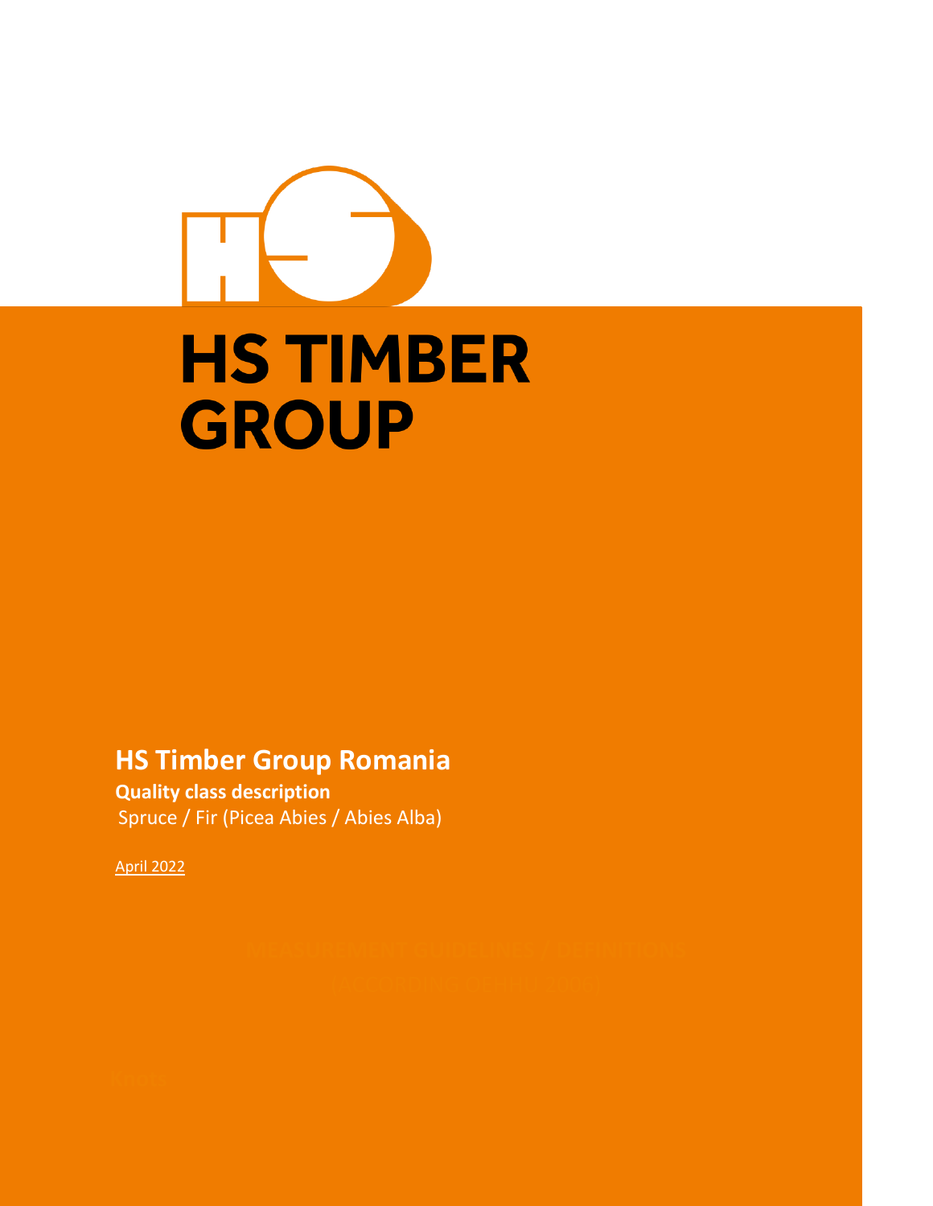# HS TIMBER GROUP

## HS Timber Group Romania

**Quality class description**

Spruce / Fir (Picea Abies / Abies Alba)

April 2022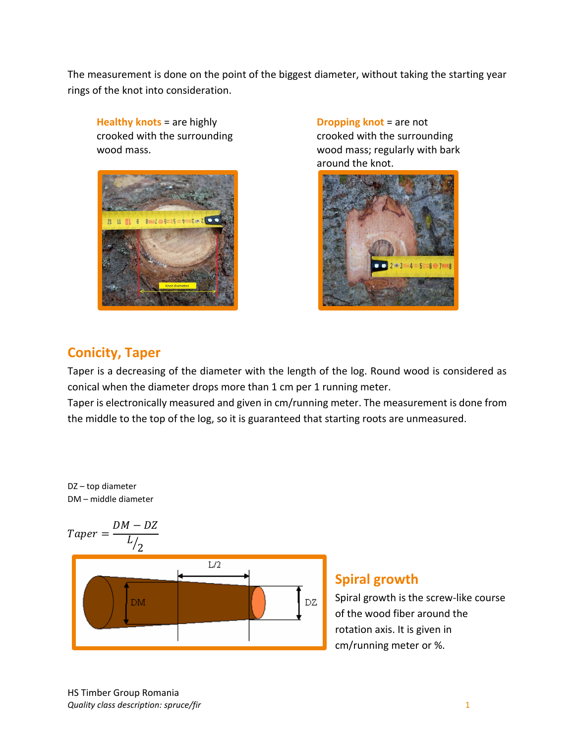The measurement is done on the point of the biggest diameter, without taking the starting year rings of the knot into consideration.

**Healthy knots** = are highly crooked with the surrounding wood mass.

**Dropping knot** = are not crooked with the surrounding wood mass; regularly with bark around the knot.

## Conicity, Taper

Taper is a decreasing of the diameter with the length of the log. Round wood is considered as conical when the diameter drops more than 1 cm per 1 running meter.

Taper is electronically measured and given in cm/running meter. The measurement is done from the middle to the top of the log, so it is guaranteed that starting roots are unmeasured.

DZ – top diameter
DM – middle diameter

$$Taper = \frac{DM - DZ}{L/_2}$$

## Spiral growth

Spiral growth is the screw-like course of the wood fiber around the rotation axis. It is given in cm/running meter or %.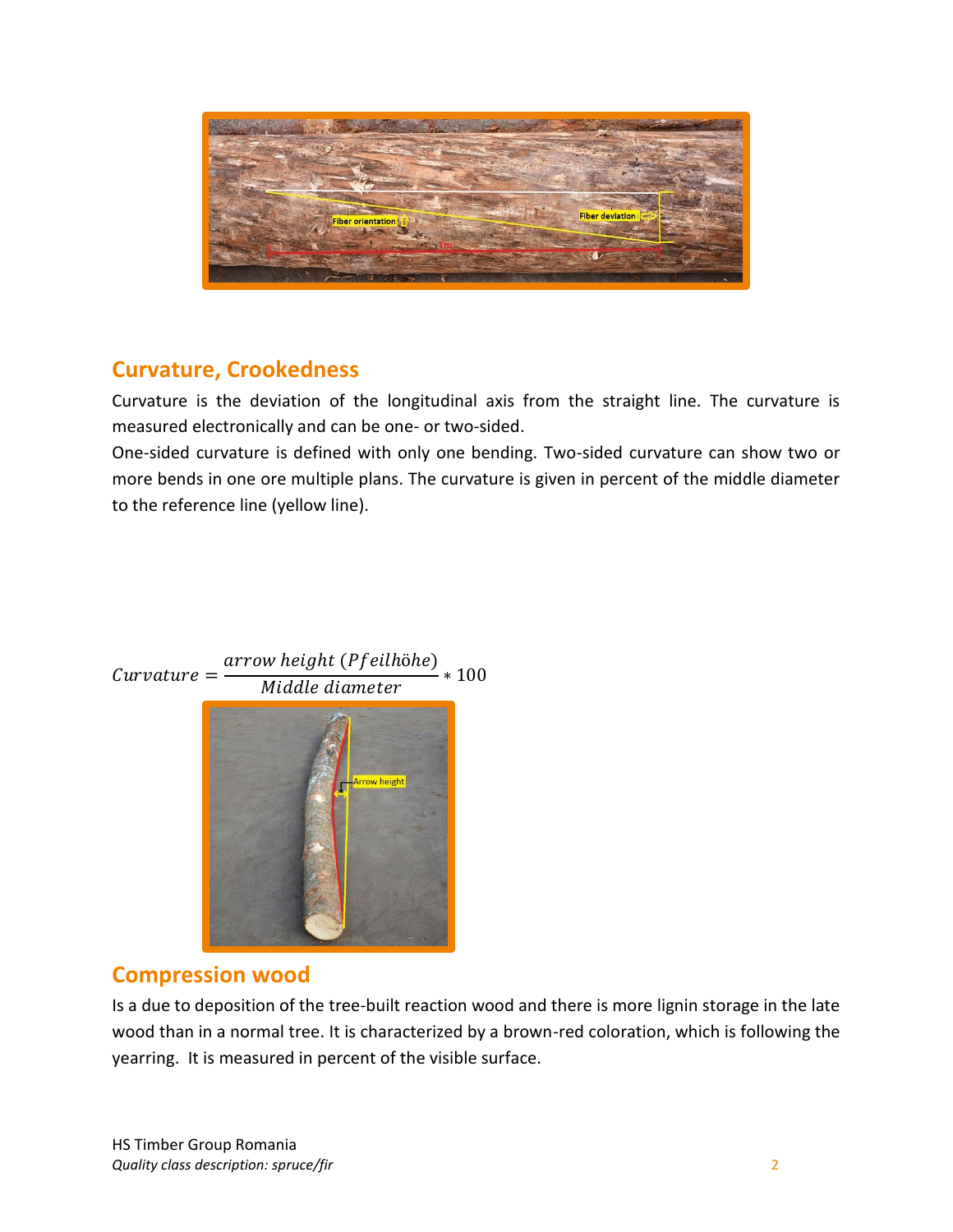## Curvature, Crookedness

Curvature is the deviation of the longitudinal axis from the straight line. The curvature is measured electronically and can be one- or two-sided.

One-sided curvature is defined with only one bending. Two-sided curvature can show two or more bends in one ore multiple plans. The curvature is given in percent of the middle diameter to the reference line (yellow line).

$$Curvature = \frac{arrow\ height\ (Pfeilhöhe)}{Middle\ diameter} * 100$$

## Compression wood

Is a due to deposition of the tree-built reaction wood and there is more lignin storage in the late wood than in a normal tree. It is characterized by a brown-red coloration, which is following the yearring. It is measured in percent of the visible surface.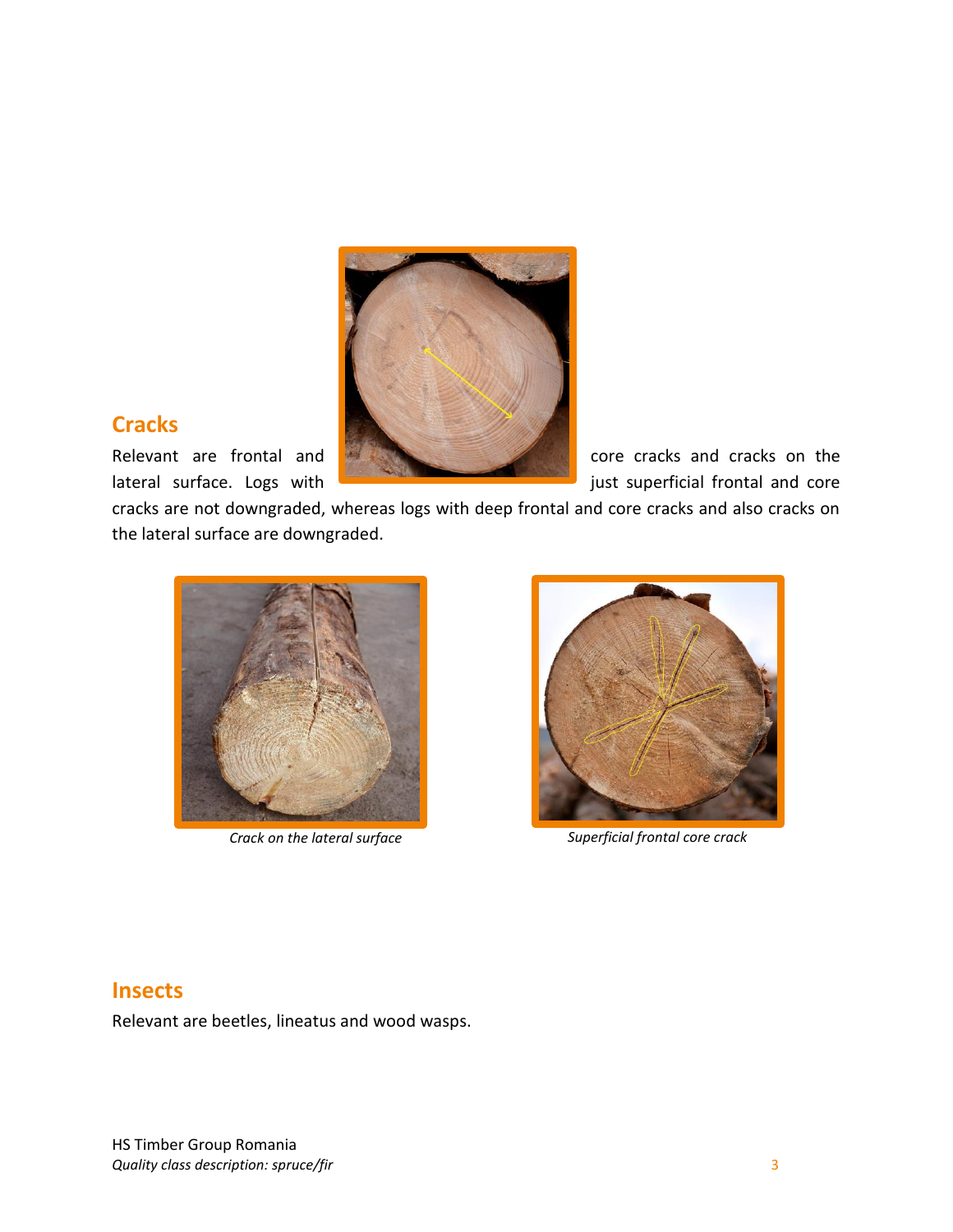## Cracks

Relevant are frontal and core cracks and cracks on the lateral surface. Logs with just superficial frontal and core cracks are not downgraded, whereas logs with deep frontal and core cracks and also cracks on the lateral surface are downgraded.

*Crack on the lateral surface*

*Superficial frontal core crack*

## Insects

Relevant are beetles, lineatus and wood wasps.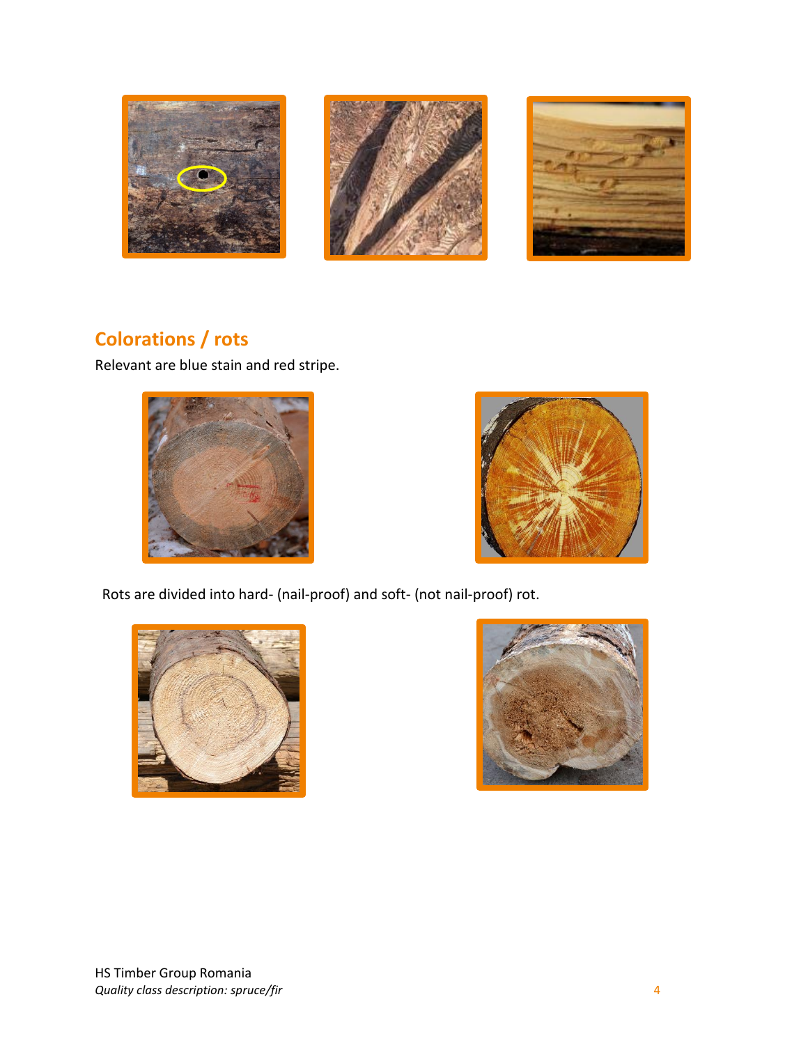## Colorations / rots

Relevant are blue stain and red stripe.

Rots are divided into hard- (nail-proof) and soft- (not nail-proof) rot.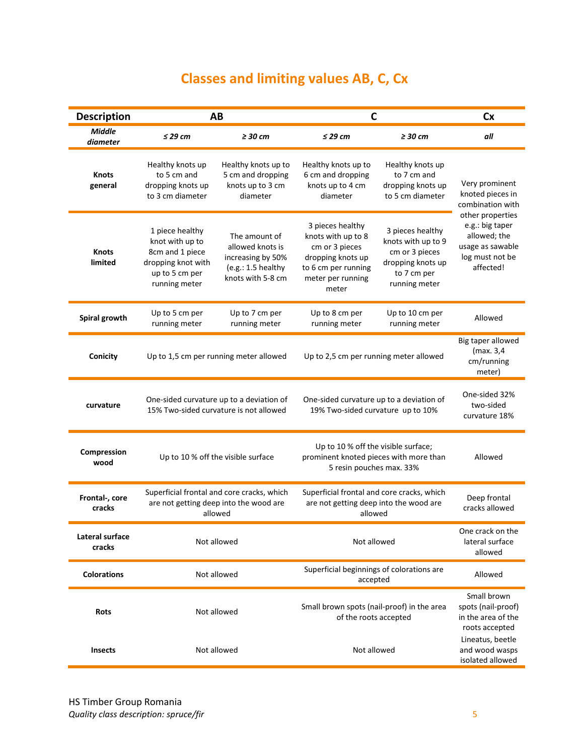# Classes and limiting values AB, C, Cx

| Description | AB | | C | | Cx |
|---|---|---|---|---|---|
| *Middle diameter* | *≤ 29 cm* | *≥ 30 cm* | *≤ 29 cm* | *≥ 30 cm* | *all* |
| **Knots general** | Healthy knots up to 5 cm and dropping knots up to 3 cm diameter | Healthy knots up to 5 cm and dropping knots up to 3 cm diameter | Healthy knots up to 6 cm and dropping knots up to 4 cm diameter | Healthy knots up to 7 cm and dropping knots up to 5 cm diameter | Very prominent knoted pieces in combination with other properties e.g.: big taper allowed; the usage as sawable log must not be affected! |
| **Knots limited** | 1 piece healthy knot with up to 8cm and 1 piece dropping knot with up to 5 cm per running meter | The amount of allowed knots is increasing by 50% (e.g.: 1.5 healthy knots with 5-8 cm | 3 pieces healthy knots with up to 8 cm or 3 pieces dropping knots up to 6 cm per running meter per running meter | 3 pieces healthy knots with up to 9 cm or 3 pieces dropping knots up to 7 cm per running meter | |
| **Spiral growth** | Up to 5 cm per running meter | Up to 7 cm per running meter | Up to 8 cm per running meter | Up to 10 cm per running meter | Allowed |
| **Conicity** | Up to 1,5 cm per running meter allowed | | Up to 2,5 cm per running meter allowed | | Big taper allowed (max. 3,4 cm/running meter) |
| **curvature** | One-sided curvature up to a deviation of 15% Two-sided curvature is not allowed | | One-sided curvature up to a deviation of 19% Two-sided curvature up to 10% | | One-sided 32% two-sided curvature 18% |
| **Compression wood** | Up to 10 % off the visible surface | | Up to 10 % off the visible surface; prominent knoted pieces with more than 5 resin pouches max. 33% | | Allowed |
| **Frontal-, core cracks** | Superficial frontal and core cracks, which are not getting deep into the wood are allowed | | Superficial frontal and core cracks, which are not getting deep into the wood are allowed | | Deep frontal cracks allowed |
| **Lateral surface cracks** | Not allowed | | Not allowed | | One crack on the lateral surface allowed |
| **Colorations** | Not allowed | | Superficial beginnings of colorations are accepted | | Allowed |
| **Rots** | Not allowed | | Small brown spots (nail-proof) in the area of the roots accepted | | Small brown spots (nail-proof) in the area of the roots accepted |
| **Insects** | Not allowed | | Not allowed | | Lineatus, beetle and wood wasps isolated allowed |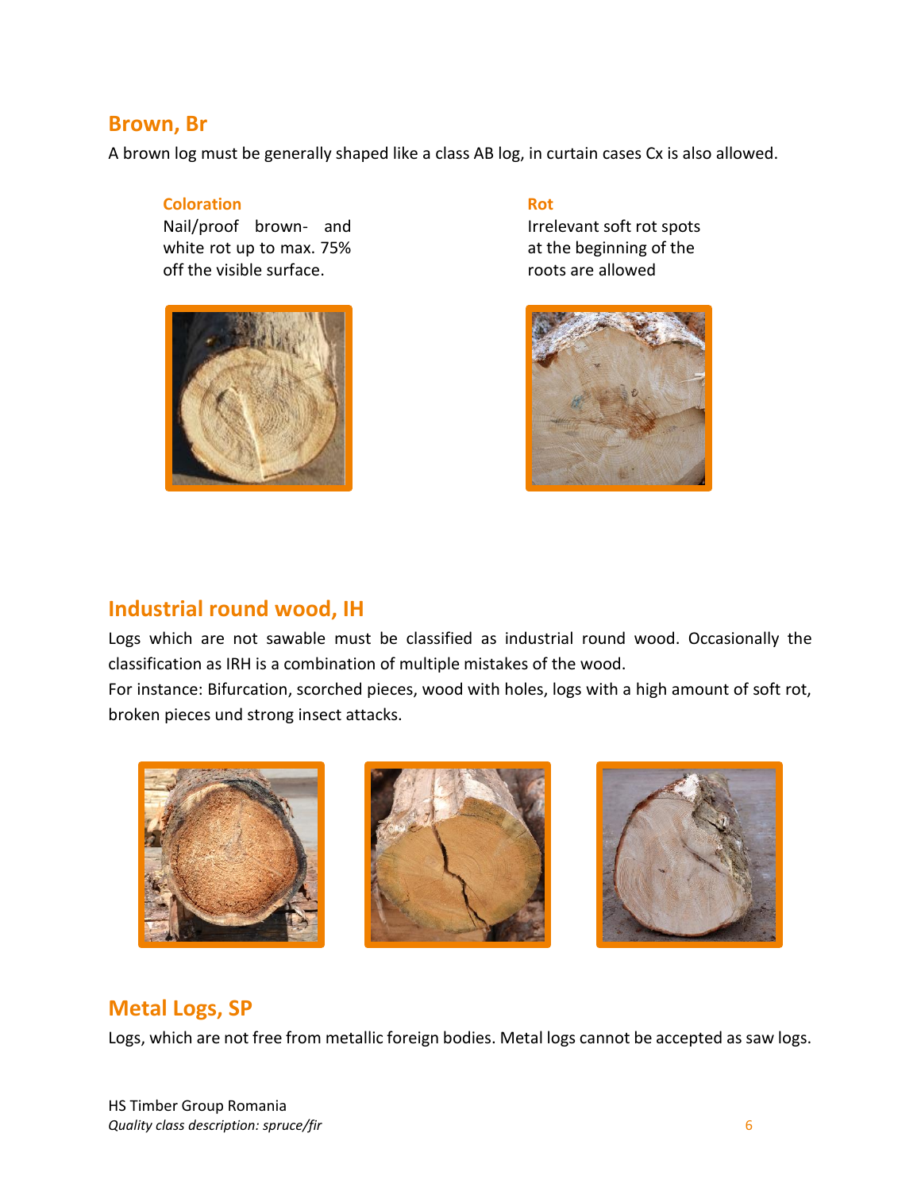## Brown, Br

A brown log must be generally shaped like a class AB log, in curtain cases Cx is also allowed.

### Coloration

Nail/proof brown- and white rot up to max. 75% off the visible surface.

### Rot

Irrelevant soft rot spots at the beginning of the roots are allowed

## Industrial round wood, IH

Logs which are not sawable must be classified as industrial round wood. Occasionally the classification as IRH is a combination of multiple mistakes of the wood.
For instance: Bifurcation, scorched pieces, wood with holes, logs with a high amount of soft rot, broken pieces und strong insect attacks.

## Metal Logs, SP

Logs, which are not free from metallic foreign bodies. Metal logs cannot be accepted as saw logs.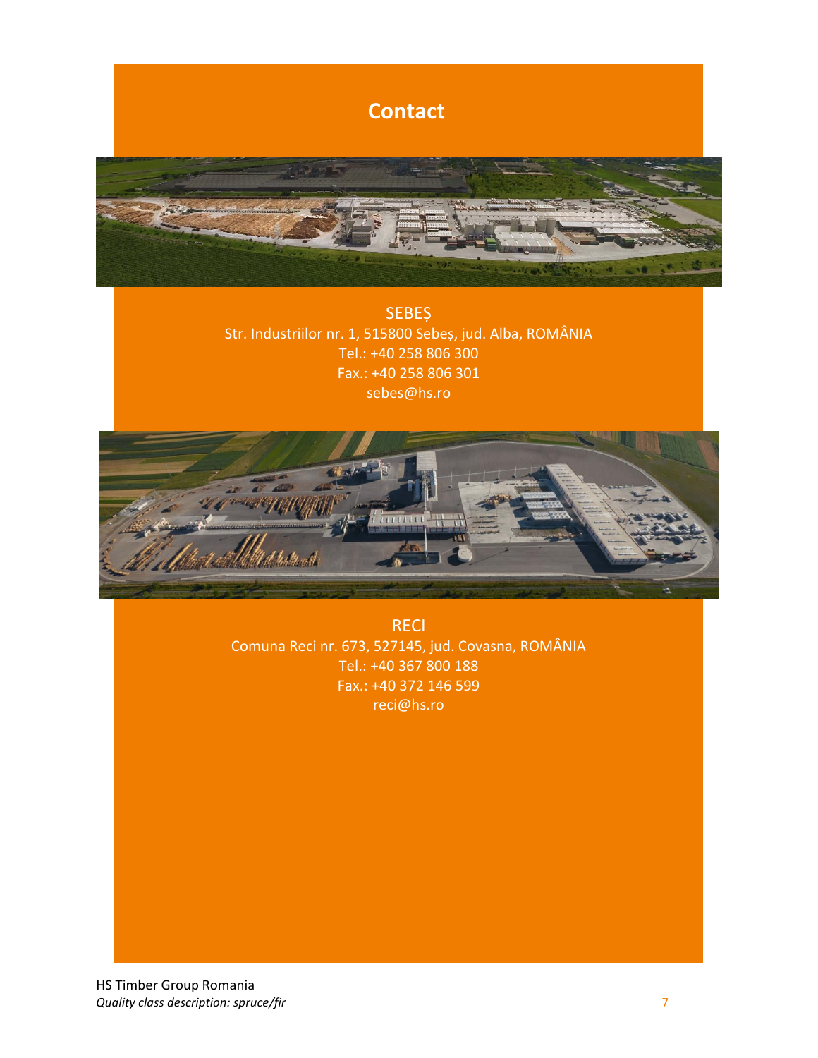# Contact

SEBEȘ
Str. Industriilor nr. 1, 515800 Sebeș, jud. Alba, ROMÂNIA
Tel.: +40 258 806 300
Fax.: +40 258 806 301
sebes@hs.ro

RECI
Comuna Reci nr. 673, 527145, jud. Covasna, ROMÂNIA
Tel.: +40 367 800 188
Fax.: +40 372 146 599
reci@hs.ro